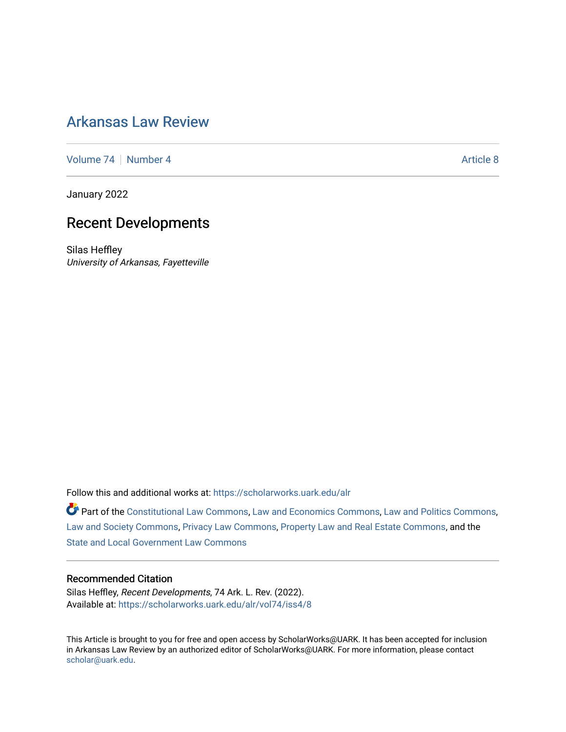# Arkansas Law Review

Volume 74 | Number 4 | Article 8

January 2022

## Recent Developments

Silas Heffley
*University of Arkansas, Fayetteville*

Follow this and additional works at: https://scholarworks.uark.edu/alr

Part of the Constitutional Law Commons, Law and Economics Commons, Law and Politics Commons, Law and Society Commons, Privacy Law Commons, Property Law and Real Estate Commons, and the State and Local Government Law Commons

### Recommended Citation

Silas Heffley, *Recent Developments*, 74 Ark. L. Rev. (2022).
Available at: https://scholarworks.uark.edu/alr/vol74/iss4/8

This Article is brought to you for free and open access by ScholarWorks@UARK. It has been accepted for inclusion in Arkansas Law Review by an authorized editor of ScholarWorks@UARK. For more information, please contact scholar@uark.edu.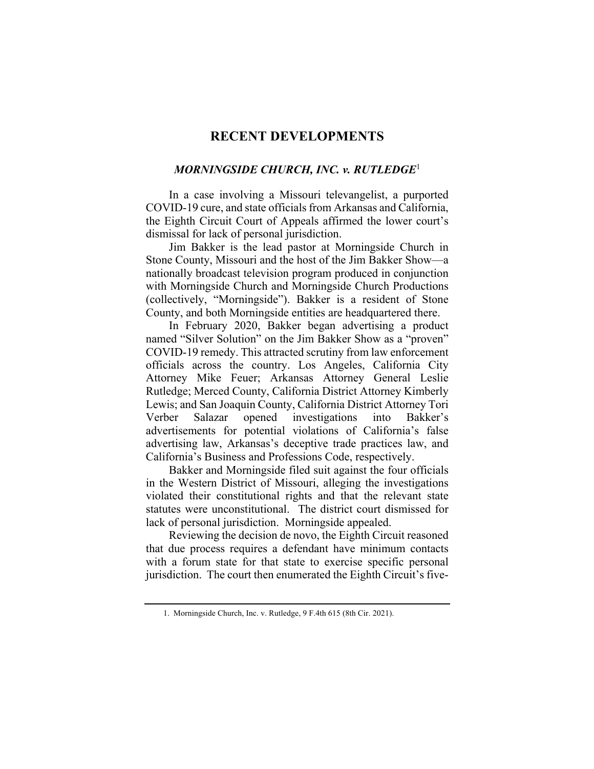# RECENT DEVELOPMENTS

## *MORNINGSIDE CHURCH, INC. v. RUTLEDGE*[1]

In a case involving a Missouri televangelist, a purported COVID-19 cure, and state officials from Arkansas and California, the Eighth Circuit Court of Appeals affirmed the lower court's dismissal for lack of personal jurisdiction.

Jim Bakker is the lead pastor at Morningside Church in Stone County, Missouri and the host of the Jim Bakker Show—a nationally broadcast television program produced in conjunction with Morningside Church and Morningside Church Productions (collectively, "Morningside"). Bakker is a resident of Stone County, and both Morningside entities are headquartered there.

In February 2020, Bakker began advertising a product named "Silver Solution" on the Jim Bakker Show as a "proven" COVID-19 remedy. This attracted scrutiny from law enforcement officials across the country. Los Angeles, California City Attorney Mike Feuer; Arkansas Attorney General Leslie Rutledge; Merced County, California District Attorney Kimberly Lewis; and San Joaquin County, California District Attorney Tori Verber Salazar opened investigations into Bakker's advertisements for potential violations of California's false advertising law, Arkansas's deceptive trade practices law, and California's Business and Professions Code, respectively.

Bakker and Morningside filed suit against the four officials in the Western District of Missouri, alleging the investigations violated their constitutional rights and that the relevant state statutes were unconstitutional. The district court dismissed for lack of personal jurisdiction. Morningside appealed.

Reviewing the decision de novo, the Eighth Circuit reasoned that due process requires a defendant have minimum contacts with a forum state for that state to exercise specific personal jurisdiction. The court then enumerated the Eighth Circuit's five-

1. Morningside Church, Inc. v. Rutledge, 9 F.4th 615 (8th Cir. 2021).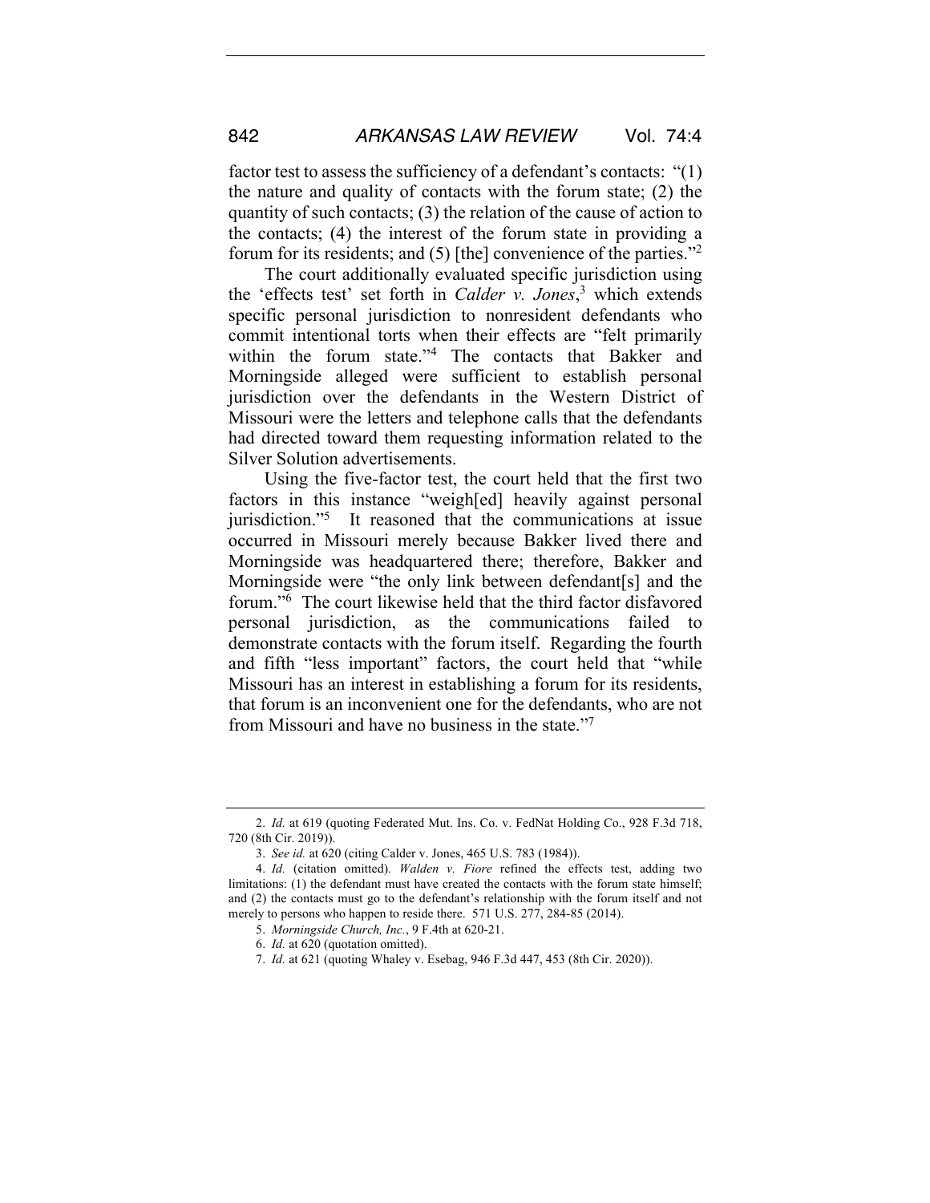factor test to assess the sufficiency of a defendant's contacts: "(1) the nature and quality of contacts with the forum state; (2) the quantity of such contacts; (3) the relation of the cause of action to the contacts; (4) the interest of the forum state in providing a forum for its residents; and (5) [the] convenience of the parties."[2]

The court additionally evaluated specific jurisdiction using the 'effects test' set forth in *Calder v. Jones*,[3] which extends specific personal jurisdiction to nonresident defendants who commit intentional torts when their effects are "felt primarily within the forum state."[4] The contacts that Bakker and Morningside alleged were sufficient to establish personal jurisdiction over the defendants in the Western District of Missouri were the letters and telephone calls that the defendants had directed toward them requesting information related to the Silver Solution advertisements.

Using the five-factor test, the court held that the first two factors in this instance "weigh[ed] heavily against personal jurisdiction."[5] It reasoned that the communications at issue occurred in Missouri merely because Bakker lived there and Morningside was headquartered there; therefore, Bakker and Morningside were "the only link between defendant[s] and the forum."[6] The court likewise held that the third factor disfavored personal jurisdiction, as the communications failed to demonstrate contacts with the forum itself. Regarding the fourth and fifth "less important" factors, the court held that "while Missouri has an interest in establishing a forum for its residents, that forum is an inconvenient one for the defendants, who are not from Missouri and have no business in the state."[7]

---

2. *Id.* at 619 (quoting Federated Mut. Ins. Co. v. FedNat Holding Co., 928 F.3d 718, 720 (8th Cir. 2019)).

3. *See id.* at 620 (citing Calder v. Jones, 465 U.S. 783 (1984)).

4. *Id.* (citation omitted). *Walden v. Fiore* refined the effects test, adding two limitations: (1) the defendant must have created the contacts with the forum state himself; and (2) the contacts must go to the defendant's relationship with the forum itself and not merely to persons who happen to reside there. 571 U.S. 277, 284-85 (2014).

5. *Morningside Church, Inc.*, 9 F.4th at 620-21.

6. *Id.* at 620 (quotation omitted).

7. *Id.* at 621 (quoting Whaley v. Esebag, 946 F.3d 447, 453 (8th Cir. 2020)).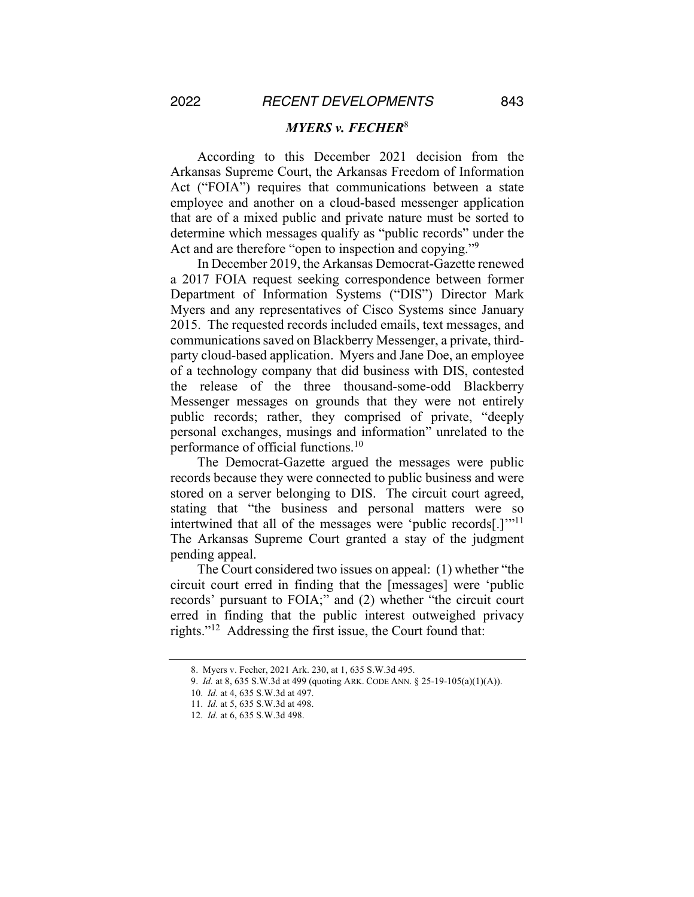### *MYERS v. FECHER*[8]

According to this December 2021 decision from the Arkansas Supreme Court, the Arkansas Freedom of Information Act ("FOIA") requires that communications between a state employee and another on a cloud-based messenger application that are of a mixed public and private nature must be sorted to determine which messages qualify as "public records" under the Act and are therefore "open to inspection and copying."[9]

In December 2019, the Arkansas Democrat-Gazette renewed a 2017 FOIA request seeking correspondence between former Department of Information Systems ("DIS") Director Mark Myers and any representatives of Cisco Systems since January 2015. The requested records included emails, text messages, and communications saved on Blackberry Messenger, a private, third-party cloud-based application. Myers and Jane Doe, an employee of a technology company that did business with DIS, contested the release of the three thousand-some-odd Blackberry Messenger messages on grounds that they were not entirely public records; rather, they comprised of private, "deeply personal exchanges, musings and information" unrelated to the performance of official functions.[10]

The Democrat-Gazette argued the messages were public records because they were connected to public business and were stored on a server belonging to DIS. The circuit court agreed, stating that "the business and personal matters were so intertwined that all of the messages were 'public records[.]'"[11] The Arkansas Supreme Court granted a stay of the judgment pending appeal.

The Court considered two issues on appeal: (1) whether "the circuit court erred in finding that the [messages] were 'public records' pursuant to FOIA;" and (2) whether "the circuit court erred in finding that the public interest outweighed privacy rights."[12] Addressing the first issue, the Court found that:

---

8. Myers v. Fecher, 2021 Ark. 230, at 1, 635 S.W.3d 495.

9. *Id.* at 8, 635 S.W.3d at 499 (quoting ARK. CODE ANN. § 25-19-105(a)(1)(A)).

10. *Id.* at 4, 635 S.W.3d at 497.

11. *Id.* at 5, 635 S.W.3d at 498.

12. *Id.* at 6, 635 S.W.3d 498.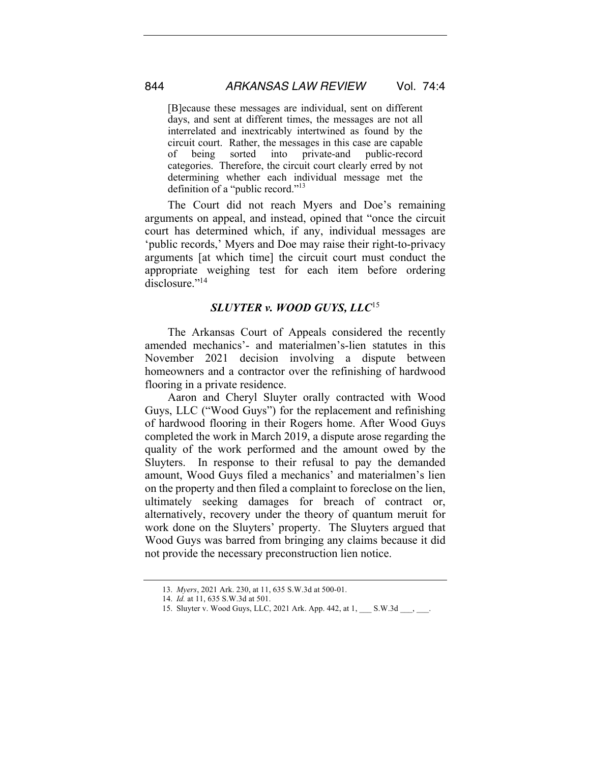> [B]ecause these messages are individual, sent on different days, and sent at different times, the messages are not all interrelated and inextricably intertwined as found by the circuit court. Rather, the messages in this case are capable of being sorted into private-and public-record categories. Therefore, the circuit court clearly erred by not determining whether each individual message met the definition of a "public record."[13]

The Court did not reach Myers and Doe's remaining arguments on appeal, and instead, opined that "once the circuit court has determined which, if any, individual messages are 'public records,' Myers and Doe may raise their right-to-privacy arguments [at which time] the circuit court must conduct the appropriate weighing test for each item before ordering disclosure."[14]

### *SLUYTER v. WOOD GUYS, LLC*[15]

The Arkansas Court of Appeals considered the recently amended mechanics'- and materialmen's-lien statutes in this November 2021 decision involving a dispute between homeowners and a contractor over the refinishing of hardwood flooring in a private residence.

Aaron and Cheryl Sluyter orally contracted with Wood Guys, LLC ("Wood Guys") for the replacement and refinishing of hardwood flooring in their Rogers home. After Wood Guys completed the work in March 2019, a dispute arose regarding the quality of the work performed and the amount owed by the Sluyters. In response to their refusal to pay the demanded amount, Wood Guys filed a mechanics' and materialmen's lien on the property and then filed a complaint to foreclose on the lien, ultimately seeking damages for breach of contract or, alternatively, recovery under the theory of quantum meruit for work done on the Sluyters' property. The Sluyters argued that Wood Guys was barred from bringing any claims because it did not provide the necessary preconstruction lien notice.

---

13. *Myers*, 2021 Ark. 230, at 11, 635 S.W.3d at 500-01.
14. *Id.* at 11, 635 S.W.3d at 501.
15. Sluyter v. Wood Guys, LLC, 2021 Ark. App. 442, at 1, ___ S.W.3d ___, ___.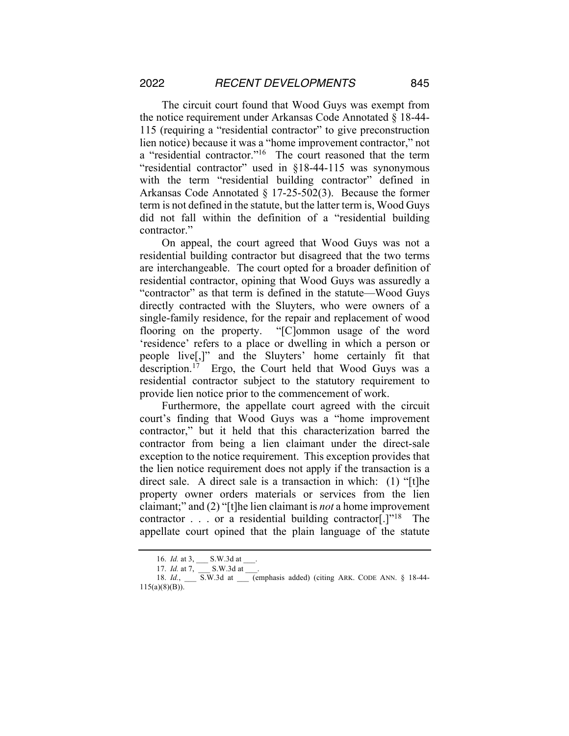The circuit court found that Wood Guys was exempt from the notice requirement under Arkansas Code Annotated § 18-44-115 (requiring a "residential contractor" to give preconstruction lien notice) because it was a "home improvement contractor," not a "residential contractor."[16] The court reasoned that the term "residential contractor" used in §18-44-115 was synonymous with the term "residential building contractor" defined in Arkansas Code Annotated § 17-25-502(3). Because the former term is not defined in the statute, but the latter term is, Wood Guys did not fall within the definition of a "residential building contractor."

On appeal, the court agreed that Wood Guys was not a residential building contractor but disagreed that the two terms are interchangeable. The court opted for a broader definition of residential contractor, opining that Wood Guys was assuredly a "contractor" as that term is defined in the statute—Wood Guys directly contracted with the Sluyters, who were owners of a single-family residence, for the repair and replacement of wood flooring on the property. "[C]ommon usage of the word 'residence' refers to a place or dwelling in which a person or people live[,]" and the Sluyters' home certainly fit that description.[17] Ergo, the Court held that Wood Guys was a residential contractor subject to the statutory requirement to provide lien notice prior to the commencement of work.

Furthermore, the appellate court agreed with the circuit court's finding that Wood Guys was a "home improvement contractor," but it held that this characterization barred the contractor from being a lien claimant under the direct-sale exception to the notice requirement. This exception provides that the lien notice requirement does not apply if the transaction is a direct sale. A direct sale is a transaction in which: (1) "[t]he property owner orders materials or services from the lien claimant;" and (2) "[t]he lien claimant is *not* a home improvement contractor . . . or a residential building contractor[.]"[18] The appellate court opined that the plain language of the statute

---

16. *Id.* at 3, ___ S.W.3d at ___.

17. *Id.* at 7, ___ S.W.3d at ___.

18. *Id.*, ___ S.W.3d at ___ (emphasis added) (citing ARK. CODE ANN. § 18-44-115(a)(8)(B)).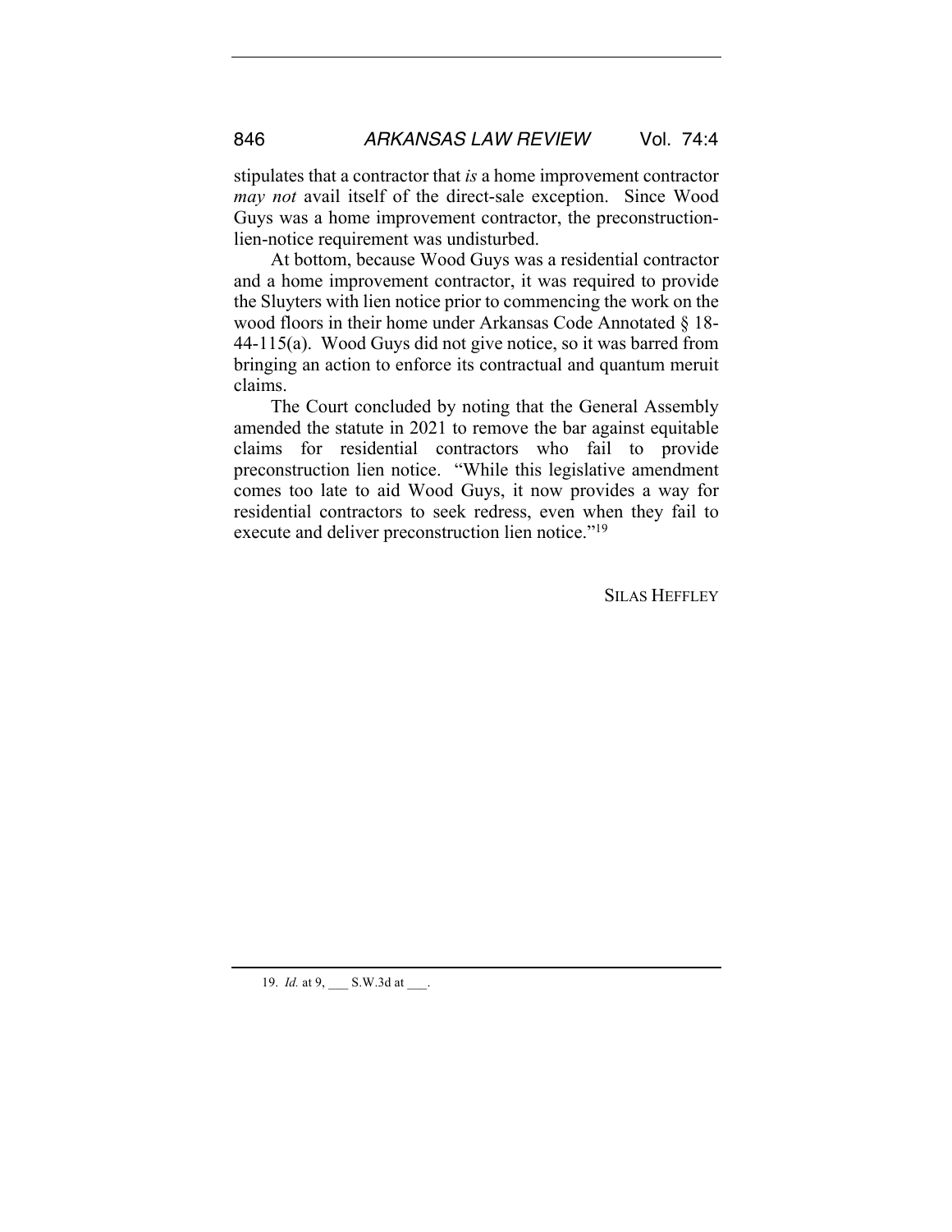stipulates that a contractor that *is* a home improvement contractor *may not* avail itself of the direct-sale exception. Since Wood Guys was a home improvement contractor, the preconstruction-lien-notice requirement was undisturbed.

At bottom, because Wood Guys was a residential contractor and a home improvement contractor, it was required to provide the Sluyters with lien notice prior to commencing the work on the wood floors in their home under Arkansas Code Annotated § 18-44-115(a). Wood Guys did not give notice, so it was barred from bringing an action to enforce its contractual and quantum meruit claims.

The Court concluded by noting that the General Assembly amended the statute in 2021 to remove the bar against equitable claims for residential contractors who fail to provide preconstruction lien notice. "While this legislative amendment comes too late to aid Wood Guys, it now provides a way for residential contractors to seek redress, even when they fail to execute and deliver preconstruction lien notice."[19]

SILAS HEFFLEY

---

19. *Id.* at 9, ___ S.W.3d at ___.